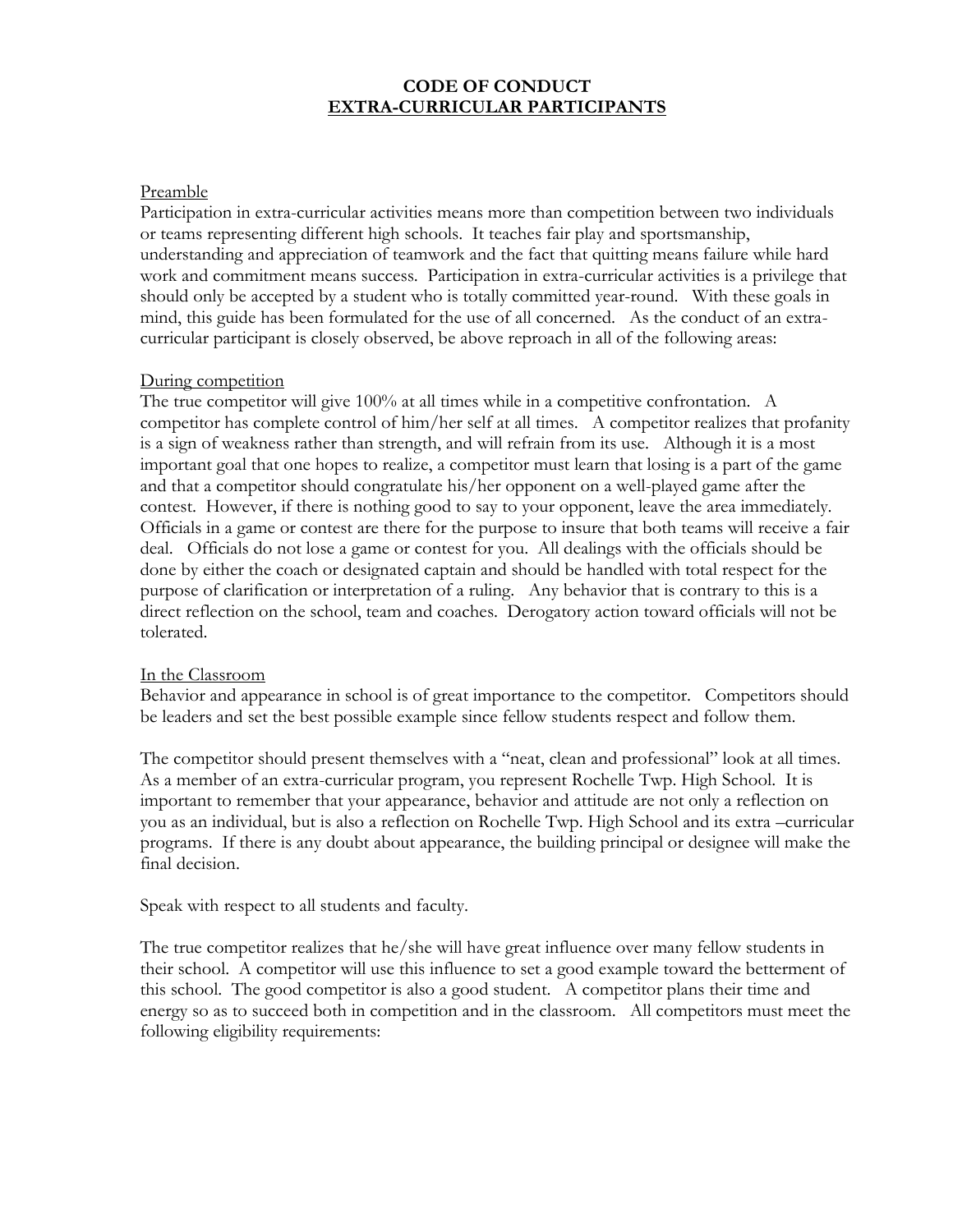# CODE OF CONDUCT
## EXTRA-CURRICULAR PARTICIPANTS

### Preamble

Participation in extra-curricular activities means more than competition between two individuals or teams representing different high schools. It teaches fair play and sportsmanship, understanding and appreciation of teamwork and the fact that quitting means failure while hard work and commitment means success. Participation in extra-curricular activities is a privilege that should only be accepted by a student who is totally committed year-round. With these goals in mind, this guide has been formulated for the use of all concerned. As the conduct of an extra-curricular participant is closely observed, be above reproach in all of the following areas:

### During competition

The true competitor will give 100% at all times while in a competitive confrontation. A competitor has complete control of him/her self at all times. A competitor realizes that profanity is a sign of weakness rather than strength, and will refrain from its use. Although it is a most important goal that one hopes to realize, a competitor must learn that losing is a part of the game and that a competitor should congratulate his/her opponent on a well-played game after the contest. However, if there is nothing good to say to your opponent, leave the area immediately. Officials in a game or contest are there for the purpose to insure that both teams will receive a fair deal. Officials do not lose a game or contest for you. All dealings with the officials should be done by either the coach or designated captain and should be handled with total respect for the purpose of clarification or interpretation of a ruling. Any behavior that is contrary to this is a direct reflection on the school, team and coaches. Derogatory action toward officials will not be tolerated.

### In the Classroom

Behavior and appearance in school is of great importance to the competitor. Competitors should be leaders and set the best possible example since fellow students respect and follow them.

The competitor should present themselves with a "neat, clean and professional" look at all times. As a member of an extra-curricular program, you represent Rochelle Twp. High School. It is important to remember that your appearance, behavior and attitude are not only a reflection on you as an individual, but is also a reflection on Rochelle Twp. High School and its extra –curricular programs. If there is any doubt about appearance, the building principal or designee will make the final decision.

Speak with respect to all students and faculty.

The true competitor realizes that he/she will have great influence over many fellow students in their school. A competitor will use this influence to set a good example toward the betterment of this school. The good competitor is also a good student. A competitor plans their time and energy so as to succeed both in competition and in the classroom. All competitors must meet the following eligibility requirements: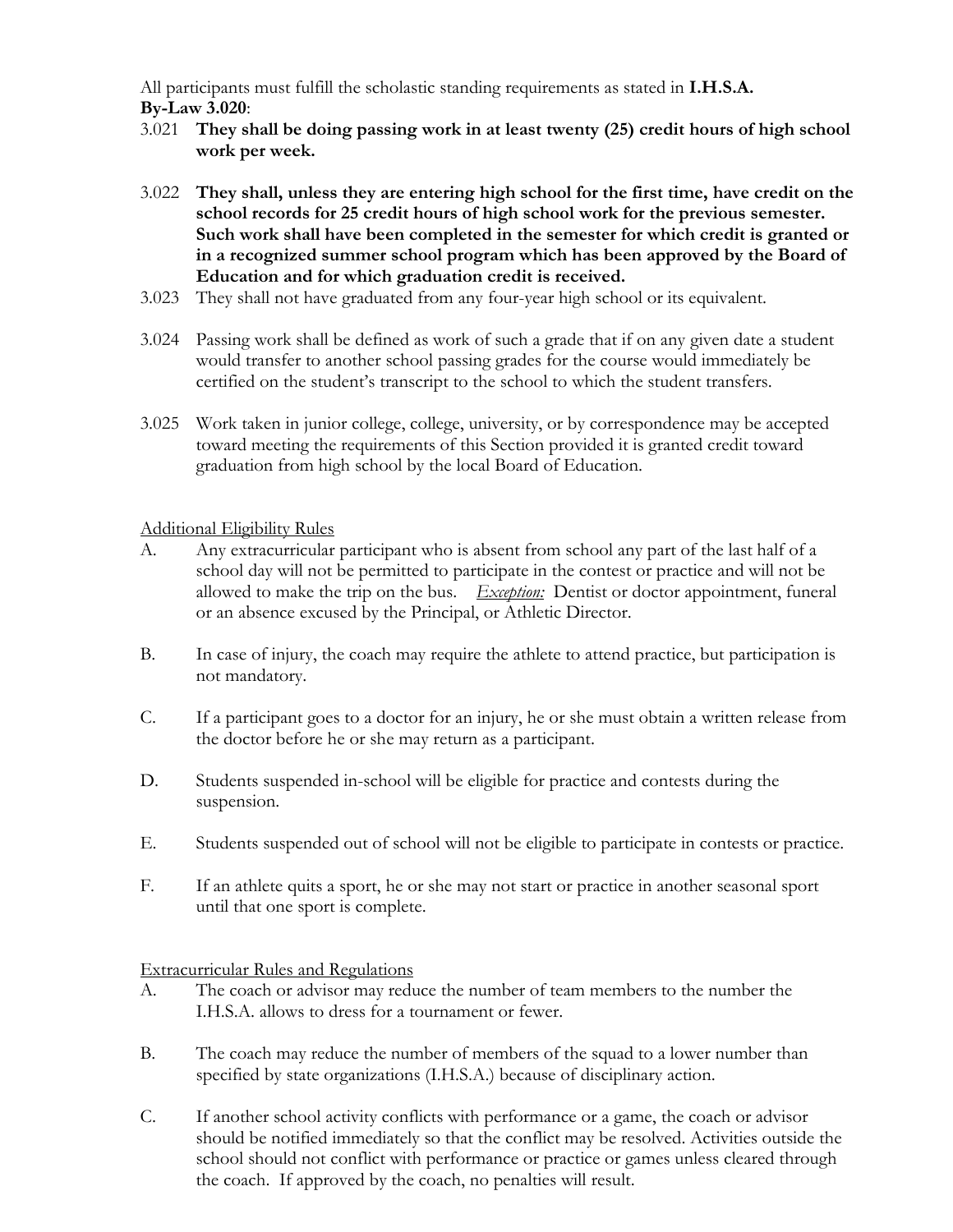All participants must fulfill the scholastic standing requirements as stated in **I.H.S.A. By-Law 3.020**:

3.021 **They shall be doing passing work in at least twenty (25) credit hours of high school work per week.**

3.022 **They shall, unless they are entering high school for the first time, have credit on the school records for 25 credit hours of high school work for the previous semester. Such work shall have been completed in the semester for which credit is granted or in a recognized summer school program which has been approved by the Board of Education and for which graduation credit is received.**

3.023 They shall not have graduated from any four-year high school or its equivalent.

3.024 Passing work shall be defined as work of such a grade that if on any given date a student would transfer to another school passing grades for the course would immediately be certified on the student's transcript to the school to which the student transfers.

3.025 Work taken in junior college, college, university, or by correspondence may be accepted toward meeting the requirements of this Section provided it is granted credit toward graduation from high school by the local Board of Education.

Additional Eligibility Rules

A. Any extracurricular participant who is absent from school any part of the last half of a school day will not be permitted to participate in the contest or practice and will not be allowed to make the trip on the bus. *Exception:* Dentist or doctor appointment, funeral or an absence excused by the Principal, or Athletic Director.

B. In case of injury, the coach may require the athlete to attend practice, but participation is not mandatory.

C. If a participant goes to a doctor for an injury, he or she must obtain a written release from the doctor before he or she may return as a participant.

D. Students suspended in-school will be eligible for practice and contests during the suspension.

E. Students suspended out of school will not be eligible to participate in contests or practice.

F. If an athlete quits a sport, he or she may not start or practice in another seasonal sport until that one sport is complete.

Extracurricular Rules and Regulations

A. The coach or advisor may reduce the number of team members to the number the I.H.S.A. allows to dress for a tournament or fewer.

B. The coach may reduce the number of members of the squad to a lower number than specified by state organizations (I.H.S.A.) because of disciplinary action.

C. If another school activity conflicts with performance or a game, the coach or advisor should be notified immediately so that the conflict may be resolved. Activities outside the school should not conflict with performance or practice or games unless cleared through the coach. If approved by the coach, no penalties will result.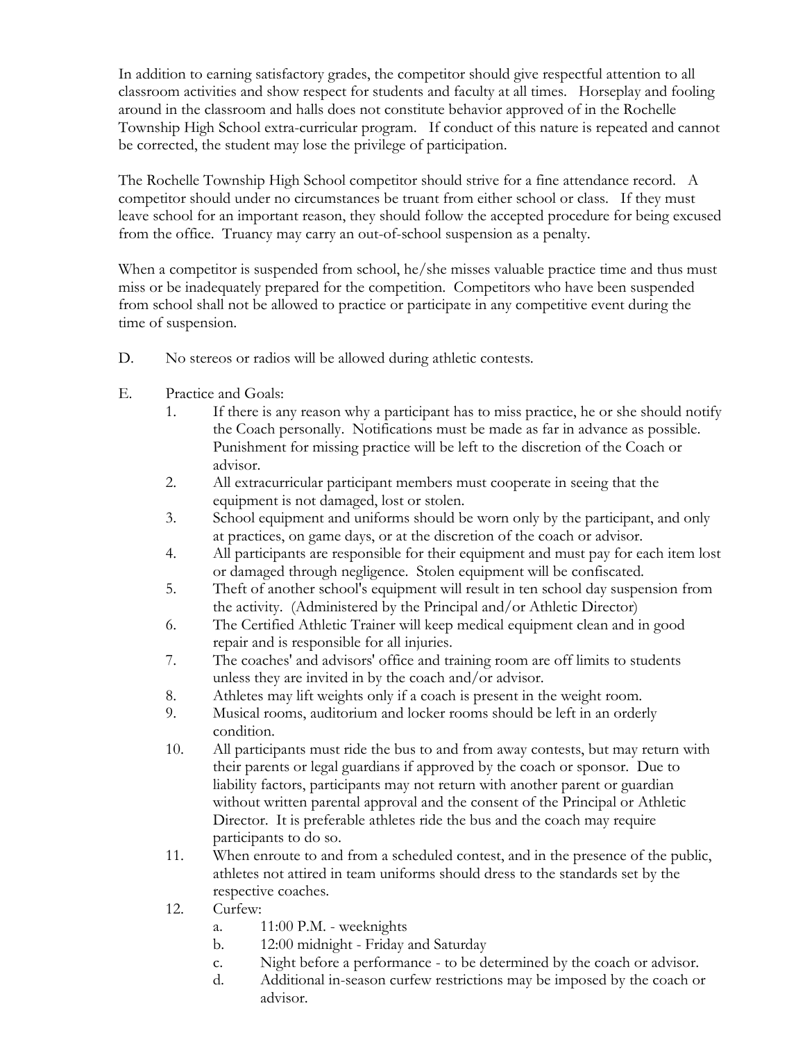In addition to earning satisfactory grades, the competitor should give respectful attention to all classroom activities and show respect for students and faculty at all times. Horseplay and fooling around in the classroom and halls does not constitute behavior approved of in the Rochelle Township High School extra-curricular program. If conduct of this nature is repeated and cannot be corrected, the student may lose the privilege of participation.

The Rochelle Township High School competitor should strive for a fine attendance record. A competitor should under no circumstances be truant from either school or class. If they must leave school for an important reason, they should follow the accepted procedure for being excused from the office. Truancy may carry an out-of-school suspension as a penalty.

When a competitor is suspended from school, he/she misses valuable practice time and thus must miss or be inadequately prepared for the competition. Competitors who have been suspended from school shall not be allowed to practice or participate in any competitive event during the time of suspension.

D. No stereos or radios will be allowed during athletic contests.

E. Practice and Goals:

1. If there is any reason why a participant has to miss practice, he or she should notify the Coach personally. Notifications must be made as far in advance as possible. Punishment for missing practice will be left to the discretion of the Coach or advisor.
2. All extracurricular participant members must cooperate in seeing that the equipment is not damaged, lost or stolen.
3. School equipment and uniforms should be worn only by the participant, and only at practices, on game days, or at the discretion of the coach or advisor.
4. All participants are responsible for their equipment and must pay for each item lost or damaged through negligence. Stolen equipment will be confiscated.
5. Theft of another school's equipment will result in ten school day suspension from the activity. (Administered by the Principal and/or Athletic Director)
6. The Certified Athletic Trainer will keep medical equipment clean and in good repair and is responsible for all injuries.
7. The coaches' and advisors' office and training room are off limits to students unless they are invited in by the coach and/or advisor.
8. Athletes may lift weights only if a coach is present in the weight room.
9. Musical rooms, auditorium and locker rooms should be left in an orderly condition.
10. All participants must ride the bus to and from away contests, but may return with their parents or legal guardians if approved by the coach or sponsor. Due to liability factors, participants may not return with another parent or guardian without written parental approval and the consent of the Principal or Athletic Director. It is preferable athletes ride the bus and the coach may require participants to do so.
11. When enroute to and from a scheduled contest, and in the presence of the public, athletes not attired in team uniforms should dress to the standards set by the respective coaches.
12. Curfew:
    a. 11:00 P.M. - weeknights
    b. 12:00 midnight - Friday and Saturday
    c. Night before a performance - to be determined by the coach or advisor.
    d. Additional in-season curfew restrictions may be imposed by the coach or advisor.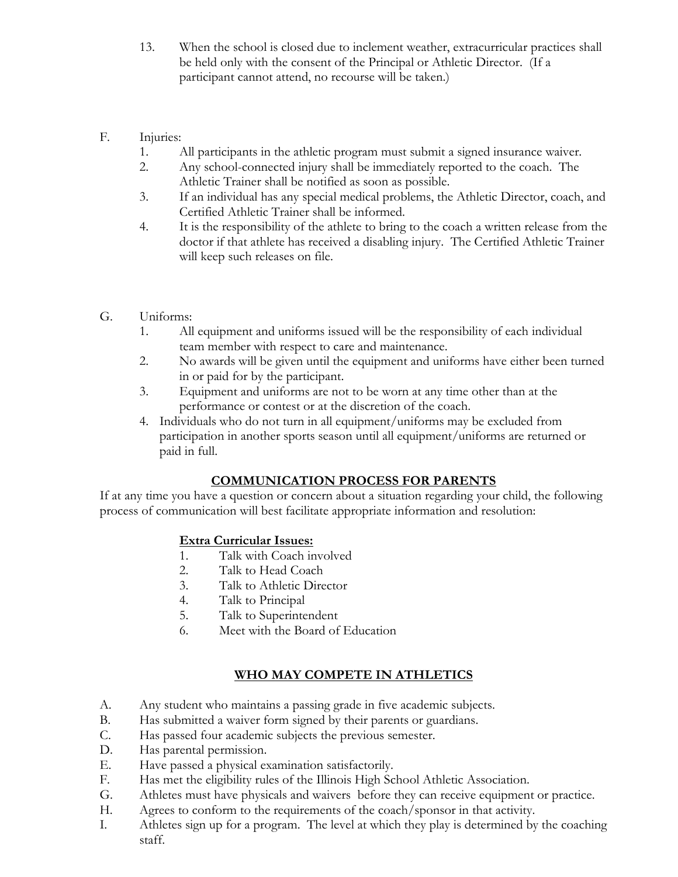13. When the school is closed due to inclement weather, extracurricular practices shall be held only with the consent of the Principal or Athletic Director. (If a participant cannot attend, no recourse will be taken.)

F. Injuries:

1. All participants in the athletic program must submit a signed insurance waiver.
2. Any school-connected injury shall be immediately reported to the coach. The Athletic Trainer shall be notified as soon as possible.
3. If an individual has any special medical problems, the Athletic Director, coach, and Certified Athletic Trainer shall be informed.
4. It is the responsibility of the athlete to bring to the coach a written release from the doctor if that athlete has received a disabling injury. The Certified Athletic Trainer will keep such releases on file.

G. Uniforms:

1. All equipment and uniforms issued will be the responsibility of each individual team member with respect to care and maintenance.
2. No awards will be given until the equipment and uniforms have either been turned in or paid for by the participant.
3. Equipment and uniforms are not to be worn at any time other than at the performance or contest or at the discretion of the coach.
4. Individuals who do not turn in all equipment/uniforms may be excluded from participation in another sports season until all equipment/uniforms are returned or paid in full.

## COMMUNICATION PROCESS FOR PARENTS

If at any time you have a question or concern about a situation regarding your child, the following process of communication will best facilitate appropriate information and resolution:

**Extra Curricular Issues:**

1. Talk with Coach involved
2. Talk to Head Coach
3. Talk to Athletic Director
4. Talk to Principal
5. Talk to Superintendent
6. Meet with the Board of Education

## WHO MAY COMPETE IN ATHLETICS

A. Any student who maintains a passing grade in five academic subjects.
B. Has submitted a waiver form signed by their parents or guardians.
C. Has passed four academic subjects the previous semester.
D. Has parental permission.
E. Have passed a physical examination satisfactorily.
F. Has met the eligibility rules of the Illinois High School Athletic Association.
G. Athletes must have physicals and waivers before they can receive equipment or practice.
H. Agrees to conform to the requirements of the coach/sponsor in that activity.
I. Athletes sign up for a program. The level at which they play is determined by the coaching staff.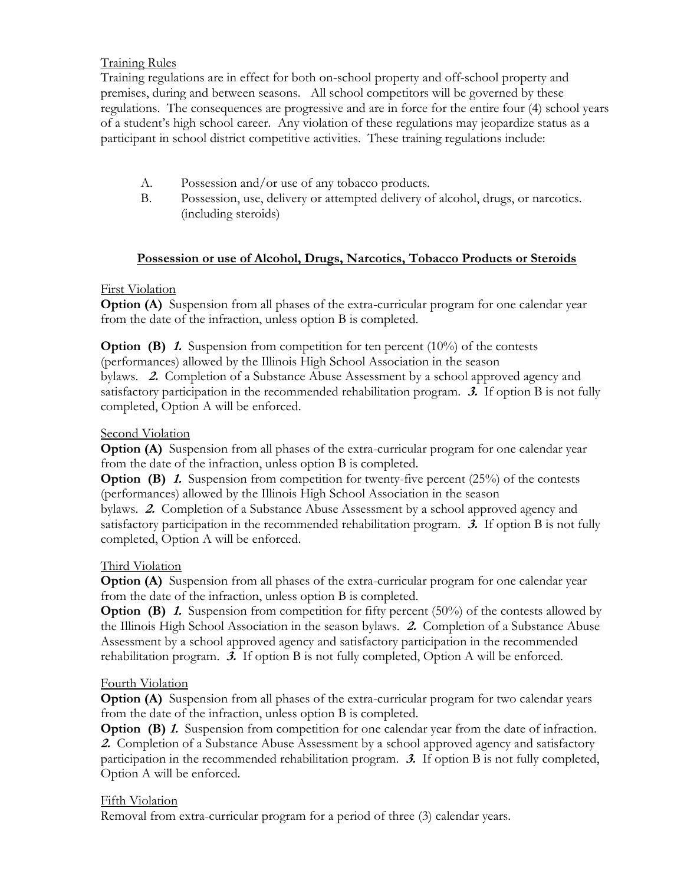Training Rules

Training regulations are in effect for both on-school property and off-school property and premises, during and between seasons. All school competitors will be governed by these regulations. The consequences are progressive and are in force for the entire four (4) school years of a student's high school career. Any violation of these regulations may jeopardize status as a participant in school district competitive activities. These training regulations include:

A. Possession and/or use of any tobacco products.
B. Possession, use, delivery or attempted delivery of alcohol, drugs, or narcotics. (including steroids)

## Possession or use of Alcohol, Drugs, Narcotics, Tobacco Products or Steroids

First Violation

**Option (A)** Suspension from all phases of the extra-curricular program for one calendar year from the date of the infraction, unless option B is completed.

**Option (B)** ***1.*** Suspension from competition for ten percent (10%) of the contests (performances) allowed by the Illinois High School Association in the season bylaws. ***2.*** Completion of a Substance Abuse Assessment by a school approved agency and satisfactory participation in the recommended rehabilitation program. ***3.*** If option B is not fully completed, Option A will be enforced.

Second Violation

**Option (A)** Suspension from all phases of the extra-curricular program for one calendar year from the date of the infraction, unless option B is completed.

**Option (B)** ***1.*** Suspension from competition for twenty-five percent (25%) of the contests (performances) allowed by the Illinois High School Association in the season bylaws. ***2.*** Completion of a Substance Abuse Assessment by a school approved agency and satisfactory participation in the recommended rehabilitation program. ***3.*** If option B is not fully completed, Option A will be enforced.

Third Violation

**Option (A)** Suspension from all phases of the extra-curricular program for one calendar year from the date of the infraction, unless option B is completed.

**Option (B)** ***1.*** Suspension from competition for fifty percent (50%) of the contests allowed by the Illinois High School Association in the season bylaws. ***2.*** Completion of a Substance Abuse Assessment by a school approved agency and satisfactory participation in the recommended rehabilitation program. ***3.*** If option B is not fully completed, Option A will be enforced.

Fourth Violation

**Option (A)** Suspension from all phases of the extra-curricular program for two calendar years from the date of the infraction, unless option B is completed.

**Option (B)** ***1.*** Suspension from competition for one calendar year from the date of infraction. ***2.*** Completion of a Substance Abuse Assessment by a school approved agency and satisfactory participation in the recommended rehabilitation program. ***3.*** If option B is not fully completed, Option A will be enforced.

Fifth Violation

Removal from extra-curricular program for a period of three (3) calendar years.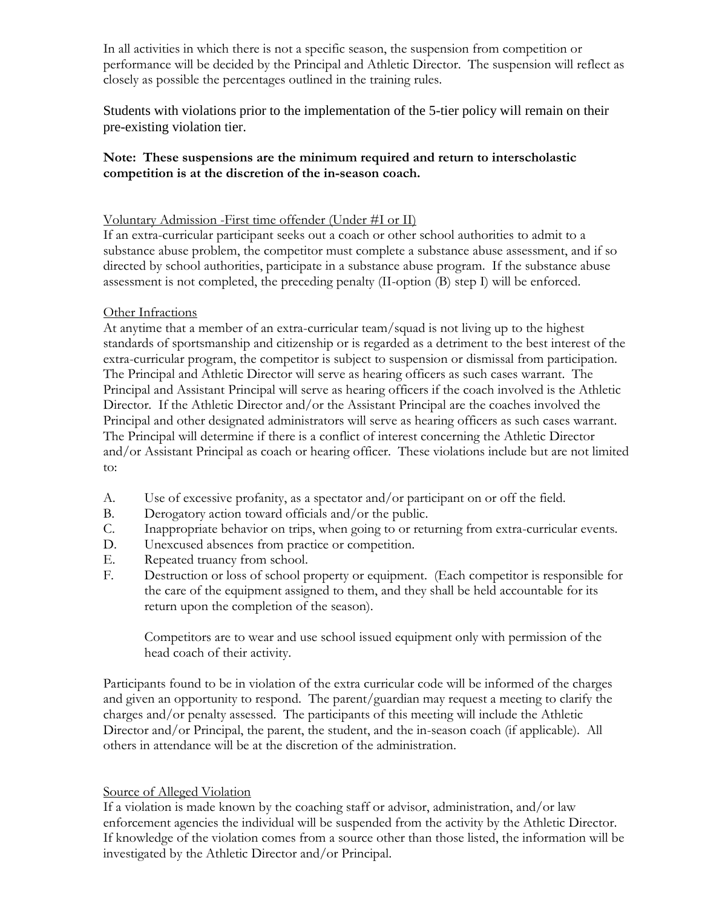In all activities in which there is not a specific season, the suspension from competition or performance will be decided by the Principal and Athletic Director. The suspension will reflect as closely as possible the percentages outlined in the training rules.

Students with violations prior to the implementation of the 5-tier policy will remain on their pre-existing violation tier.

**Note: These suspensions are the minimum required and return to interscholastic competition is at the discretion of the in-season coach.**

Voluntary Admission -First time offender (Under #I or II)

If an extra-curricular participant seeks out a coach or other school authorities to admit to a substance abuse problem, the competitor must complete a substance abuse assessment, and if so directed by school authorities, participate in a substance abuse program. If the substance abuse assessment is not completed, the preceding penalty (II-option (B) step I) will be enforced.

Other Infractions

At anytime that a member of an extra-curricular team/squad is not living up to the highest standards of sportsmanship and citizenship or is regarded as a detriment to the best interest of the extra-curricular program, the competitor is subject to suspension or dismissal from participation. The Principal and Athletic Director will serve as hearing officers as such cases warrant. The Principal and Assistant Principal will serve as hearing officers if the coach involved is the Athletic Director. If the Athletic Director and/or the Assistant Principal are the coaches involved the Principal and other designated administrators will serve as hearing officers as such cases warrant. The Principal will determine if there is a conflict of interest concerning the Athletic Director and/or Assistant Principal as coach or hearing officer. These violations include but are not limited to:

A. Use of excessive profanity, as a spectator and/or participant on or off the field.
B. Derogatory action toward officials and/or the public.
C. Inappropriate behavior on trips, when going to or returning from extra-curricular events.
D. Unexcused absences from practice or competition.
E. Repeated truancy from school.
F. Destruction or loss of school property or equipment. (Each competitor is responsible for the care of the equipment assigned to them, and they shall be held accountable for its return upon the completion of the season).

   Competitors are to wear and use school issued equipment only with permission of the head coach of their activity.

Participants found to be in violation of the extra curricular code will be informed of the charges and given an opportunity to respond. The parent/guardian may request a meeting to clarify the charges and/or penalty assessed. The participants of this meeting will include the Athletic Director and/or Principal, the parent, the student, and the in-season coach (if applicable). All others in attendance will be at the discretion of the administration.

Source of Alleged Violation

If a violation is made known by the coaching staff or advisor, administration, and/or law enforcement agencies the individual will be suspended from the activity by the Athletic Director. If knowledge of the violation comes from a source other than those listed, the information will be investigated by the Athletic Director and/or Principal.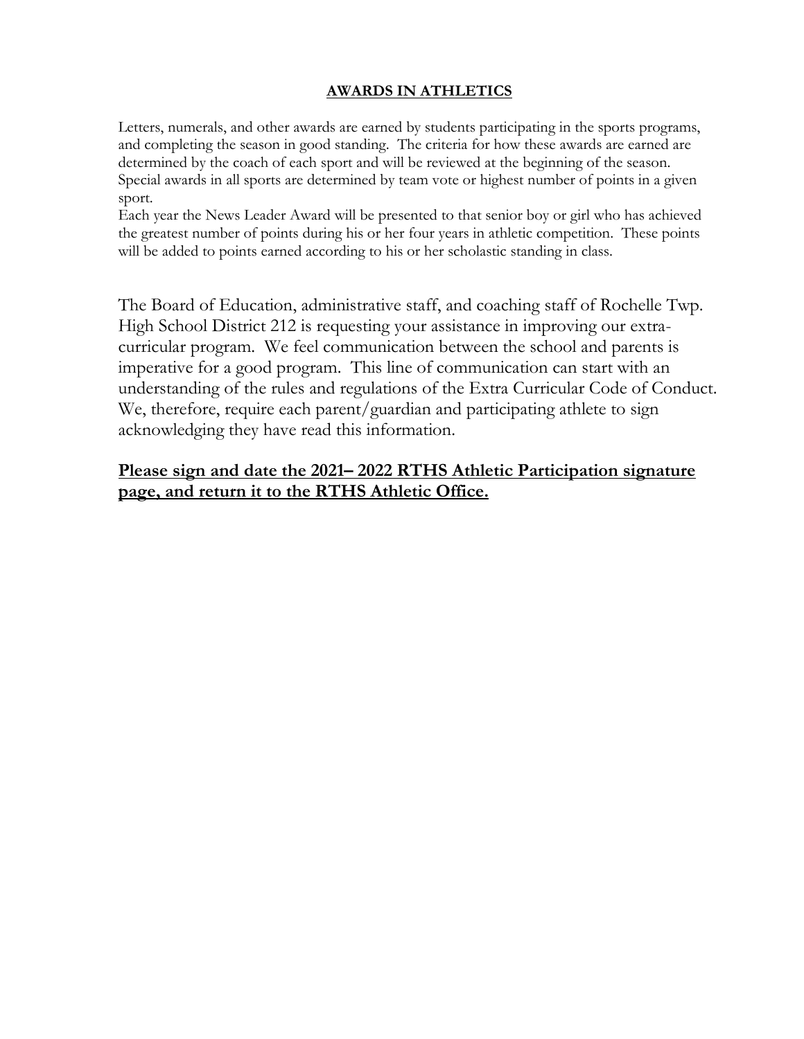## AWARDS IN ATHLETICS

Letters, numerals, and other awards are earned by students participating in the sports programs, and completing the season in good standing. The criteria for how these awards are earned are determined by the coach of each sport and will be reviewed at the beginning of the season. Special awards in all sports are determined by team vote or highest number of points in a given sport.

Each year the News Leader Award will be presented to that senior boy or girl who has achieved the greatest number of points during his or her four years in athletic competition. These points will be added to points earned according to his or her scholastic standing in class.

The Board of Education, administrative staff, and coaching staff of Rochelle Twp. High School District 212 is requesting your assistance in improving our extra-curricular program. We feel communication between the school and parents is imperative for a good program. This line of communication can start with an understanding of the rules and regulations of the Extra Curricular Code of Conduct. We, therefore, require each parent/guardian and participating athlete to sign acknowledging they have read this information.

**Please sign and date the 2021– 2022 RTHS Athletic Participation signature page, and return it to the RTHS Athletic Office.**